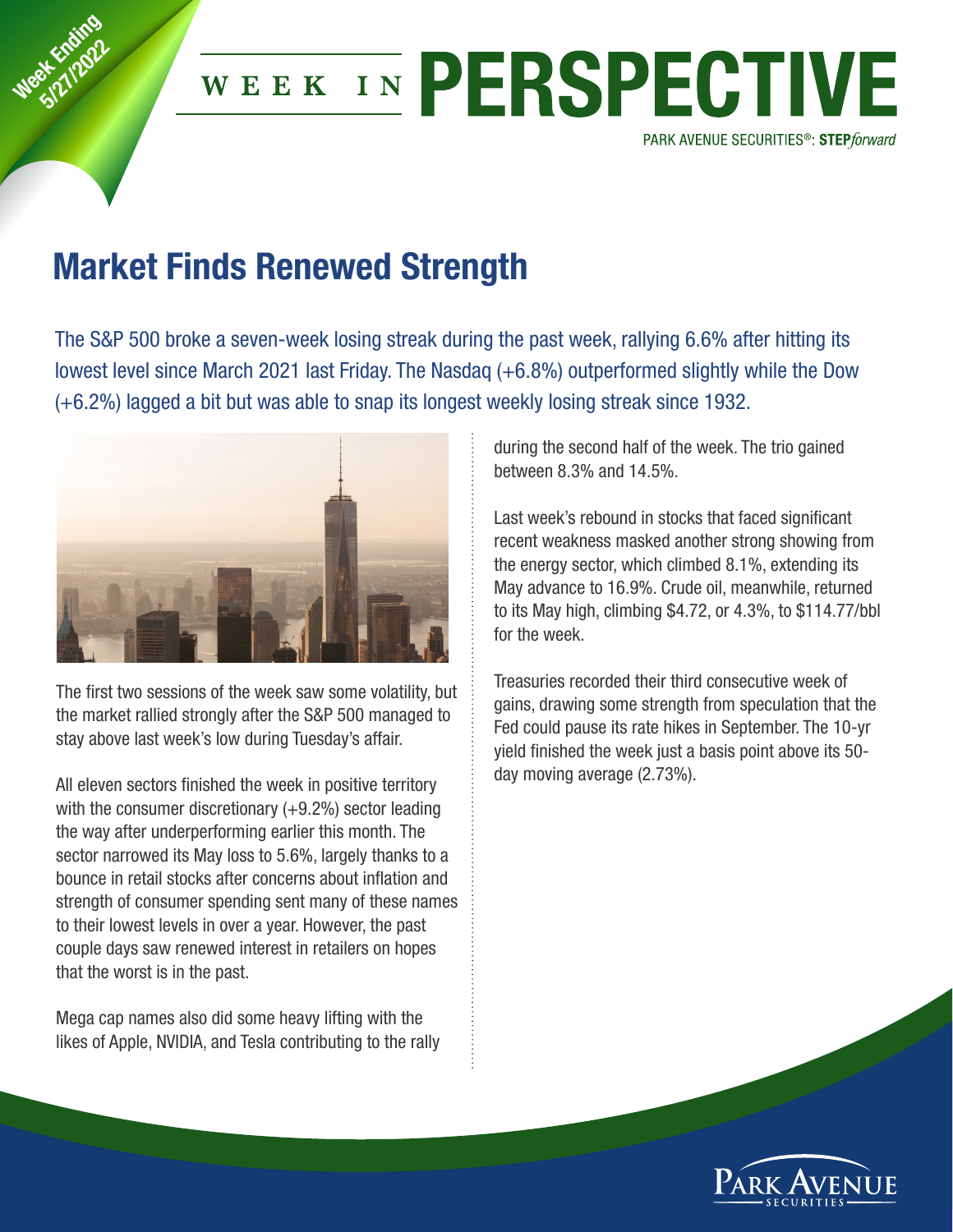Week Ending 5/27/2022

# WEEK IN PERSPECTIVE

PARK AVENUE SECURITIES®: **STEP**_forward_

## Market Finds Renewed Strength

The S&P 500 broke a seven-week losing streak during the past week, rallying 6.6% after hitting its lowest level since March 2021 last Friday. The Nasdaq (+6.8%) outperformed slightly while the Dow (+6.2%) lagged a bit but was able to snap its longest weekly losing streak since 1932.

The first two sessions of the week saw some volatility, but the market rallied strongly after the S&P 500 managed to stay above last week's low during Tuesday's affair.

All eleven sectors finished the week in positive territory with the consumer discretionary (+9.2%) sector leading the way after underperforming earlier this month. The sector narrowed its May loss to 5.6%, largely thanks to a bounce in retail stocks after concerns about inflation and strength of consumer spending sent many of these names to their lowest levels in over a year. However, the past couple days saw renewed interest in retailers on hopes that the worst is in the past.

Mega cap names also did some heavy lifting with the likes of Apple, NVIDIA, and Tesla contributing to the rally during the second half of the week. The trio gained between 8.3% and 14.5%.

Last week's rebound in stocks that faced significant recent weakness masked another strong showing from the energy sector, which climbed 8.1%, extending its May advance to 16.9%. Crude oil, meanwhile, returned to its May high, climbing $4.72, or 4.3%, to $114.77/bbl for the week.

Treasuries recorded their third consecutive week of gains, drawing some strength from speculation that the Fed could pause its rate hikes in September. The 10-yr yield finished the week just a basis point above its 50-day moving average (2.73%).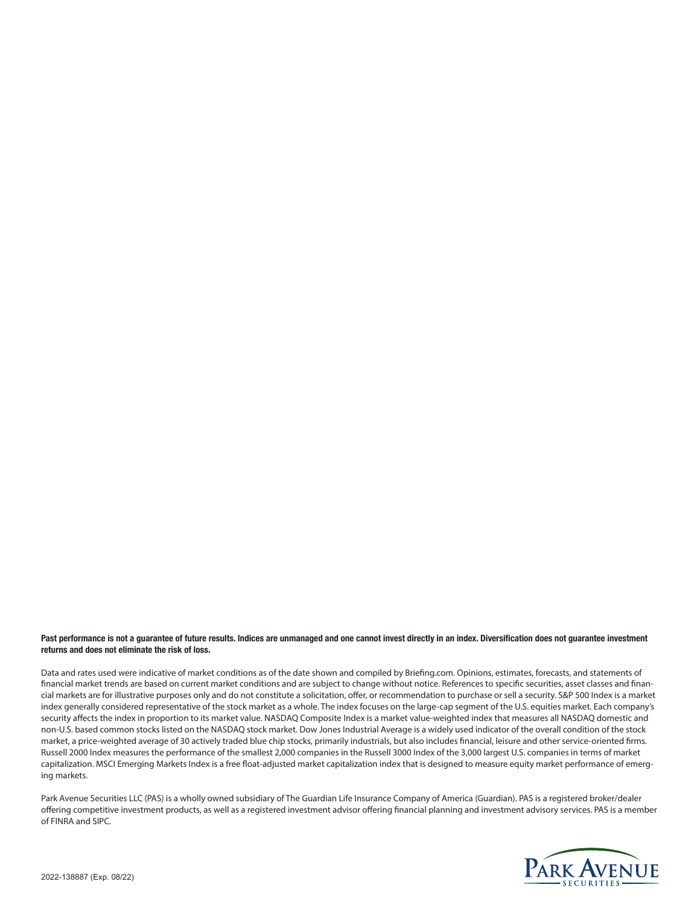**Past performance is not a guarantee of future results. Indices are unmanaged and one cannot invest directly in an index. Diversification does not guarantee investment returns and does not eliminate the risk of loss.**

Data and rates used were indicative of market conditions as of the date shown and compiled by Briefing.com. Opinions, estimates, forecasts, and statements of financial market trends are based on current market conditions and are subject to change without notice. References to specific securities, asset classes and financial markets are for illustrative purposes only and do not constitute a solicitation, offer, or recommendation to purchase or sell a security. S&P 500 Index is a market index generally considered representative of the stock market as a whole. The index focuses on the large-cap segment of the U.S. equities market. Each company's security affects the index in proportion to its market value. NASDAQ Composite Index is a market value-weighted index that measures all NASDAQ domestic and non-U.S. based common stocks listed on the NASDAQ stock market. Dow Jones Industrial Average is a widely used indicator of the overall condition of the stock market, a price-weighted average of 30 actively traded blue chip stocks, primarily industrials, but also includes financial, leisure and other service-oriented firms. Russell 2000 Index measures the performance of the smallest 2,000 companies in the Russell 3000 Index of the 3,000 largest U.S. companies in terms of market capitalization. MSCI Emerging Markets Index is a free float-adjusted market capitalization index that is designed to measure equity market performance of emerging markets.

Park Avenue Securities LLC (PAS) is a wholly owned subsidiary of The Guardian Life Insurance Company of America (Guardian). PAS is a registered broker/dealer offering competitive investment products, as well as a registered investment advisor offering financial planning and investment advisory services. PAS is a member of FINRA and SIPC.

2022-138887 (Exp. 08/22)

PARK AVENUE SECURITIES